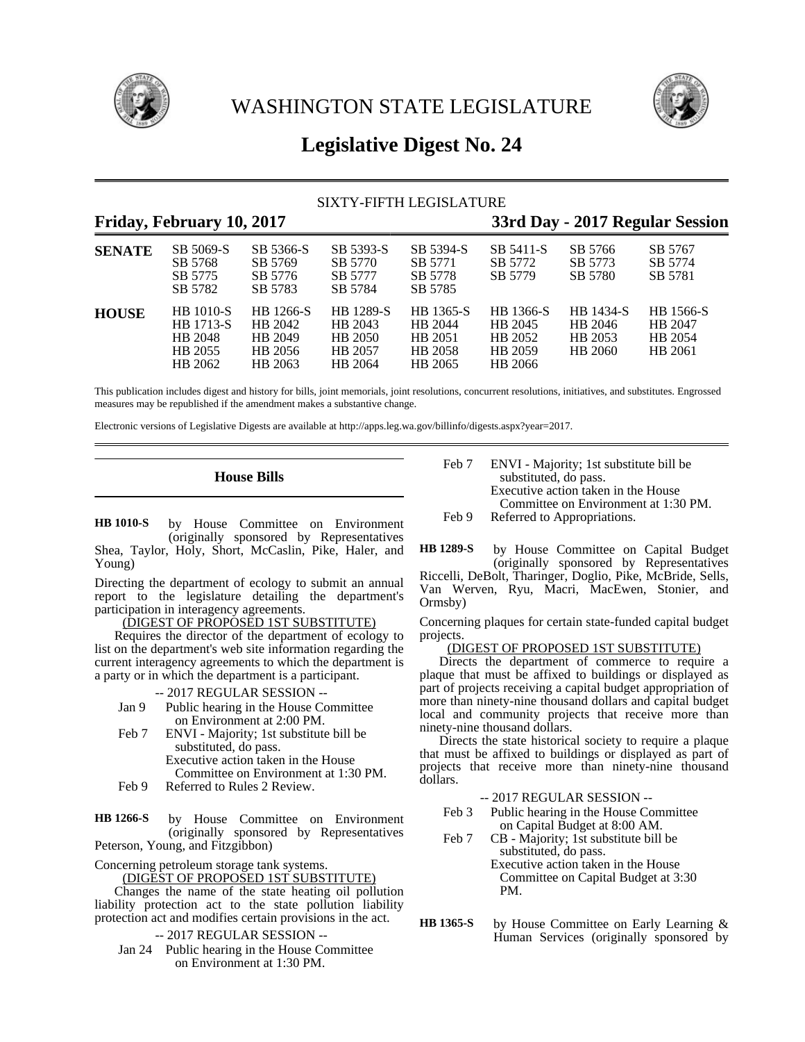# WASHINGTON STATE LEGISLATURE

## Legislative Digest No. 24

SIXTY-FIFTH LEGISLATURE

**Friday, February 10, 2017** | **33rd Day - 2017 Regular Session**

| | | | | | | | |
|---|---|---|---|---|---|---|---|
| **SENATE** | SB 5069-S | SB 5366-S | SB 5393-S | SB 5394-S | SB 5411-S | SB 5766 | SB 5767 |
| | SB 5768 | SB 5769 | SB 5770 | SB 5771 | SB 5772 | SB 5773 | SB 5774 |
| | SB 5775 | SB 5776 | SB 5777 | SB 5778 | SB 5779 | SB 5780 | SB 5781 |
| | SB 5782 | SB 5783 | SB 5784 | SB 5785 | | | |
| **HOUSE** | HB 1010-S | HB 1266-S | HB 1289-S | HB 1365-S | HB 1366-S | HB 1434-S | HB 1566-S |
| | HB 1713-S | HB 2042 | HB 2043 | HB 2044 | HB 2045 | HB 2046 | HB 2047 |
| | HB 2048 | HB 2049 | HB 2050 | HB 2051 | HB 2052 | HB 2053 | HB 2054 |
| | HB 2055 | HB 2056 | HB 2057 | HB 2058 | HB 2059 | HB 2060 | HB 2061 |
| | HB 2062 | HB 2063 | HB 2064 | HB 2065 | HB 2066 | | |

This publication includes digest and history for bills, joint memorials, joint resolutions, concurrent resolutions, initiatives, and substitutes. Engrossed measures may be republished if the amendment makes a substantive change.

Electronic versions of Legislative Digests are available at http://apps.leg.wa.gov/billinfo/digests.aspx?year=2017.

### House Bills

**HB 1010-S** by House Committee on Environment (originally sponsored by Representatives Shea, Taylor, Holy, Short, McCaslin, Pike, Haler, and Young)

Directing the department of ecology to submit an annual report to the legislature detailing the department's participation in interagency agreements.

(DIGEST OF PROPOSED 1ST SUBSTITUTE)

Requires the director of the department of ecology to list on the department's web site information regarding the current interagency agreements to which the department is a party or in which the department is a participant.

-- 2017 REGULAR SESSION --

Jan 9 Public hearing in the House Committee on Environment at 2:00 PM.

Feb 7 ENVI - Majority; 1st substitute bill be substituted, do pass.
Executive action taken in the House Committee on Environment at 1:30 PM.

Feb 9 Referred to Rules 2 Review.

**HB 1266-S** by House Committee on Environment (originally sponsored by Representatives Peterson, Young, and Fitzgibbon)

Concerning petroleum storage tank systems.

(DIGEST OF PROPOSED 1ST SUBSTITUTE)

Changes the name of the state heating oil pollution liability protection act to the state pollution liability protection act and modifies certain provisions in the act.

-- 2017 REGULAR SESSION --

Jan 24 Public hearing in the House Committee on Environment at 1:30 PM.

Feb 7 ENVI - Majority; 1st substitute bill be substituted, do pass.
Executive action taken in the House Committee on Environment at 1:30 PM.

Feb 9 Referred to Appropriations.

**HB 1289-S** by House Committee on Capital Budget (originally sponsored by Representatives Riccelli, DeBolt, Tharinger, Doglio, Pike, McBride, Sells, Van Werven, Ryu, Macri, MacEwen, Stonier, and Ormsby)

Concerning plaques for certain state-funded capital budget projects.

(DIGEST OF PROPOSED 1ST SUBSTITUTE)

Directs the department of commerce to require a plaque that must be affixed to buildings or displayed as part of projects receiving a capital budget appropriation of more than ninety-nine thousand dollars and capital budget local and community projects that receive more than ninety-nine thousand dollars.

Directs the state historical society to require a plaque that must be affixed to buildings or displayed as part of projects that receive more than ninety-nine thousand dollars.

-- 2017 REGULAR SESSION --

Feb 3 Public hearing in the House Committee on Capital Budget at 8:00 AM.

Feb 7 CB - Majority; 1st substitute bill be substituted, do pass.
Executive action taken in the House Committee on Capital Budget at 3:30 PM.

**HB 1365-S** by House Committee on Early Learning & Human Services (originally sponsored by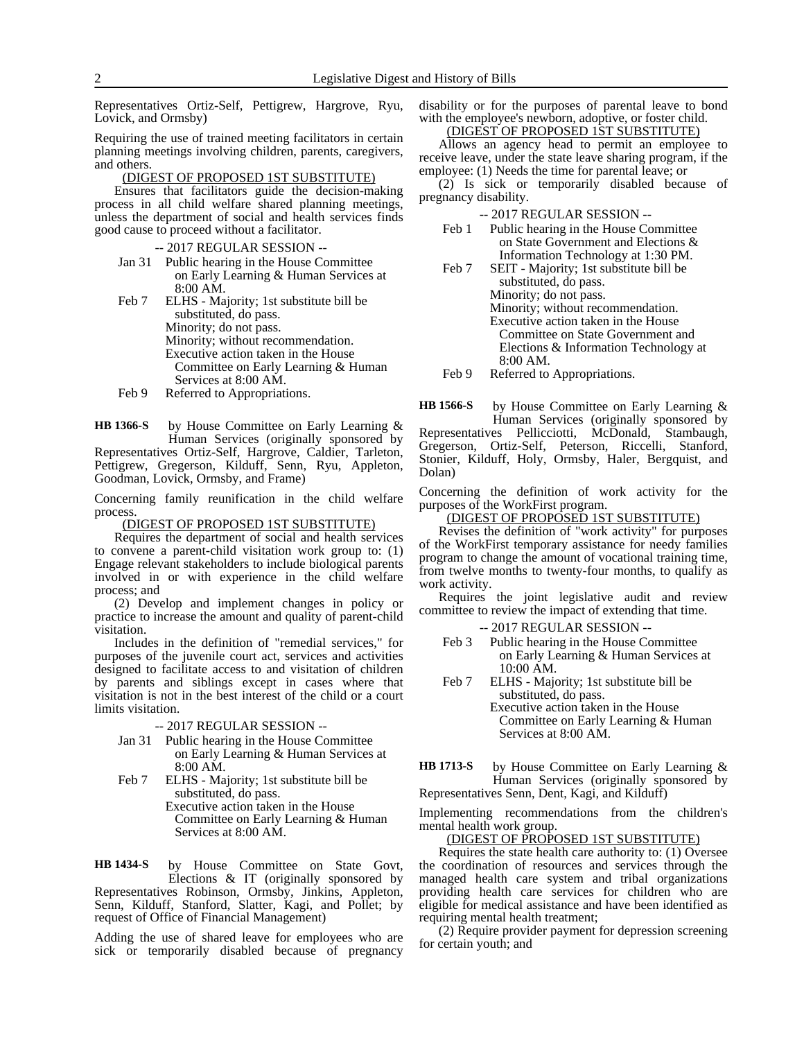Representatives Ortiz-Self, Pettigrew, Hargrove, Ryu, Lovick, and Ormsby)

Requiring the use of trained meeting facilitators in certain planning meetings involving children, parents, caregivers, and others.

(DIGEST OF PROPOSED 1ST SUBSTITUTE)

Ensures that facilitators guide the decision-making process in all child welfare shared planning meetings, unless the department of social and health services finds good cause to proceed without a facilitator.

-- 2017 REGULAR SESSION --

Jan 31 Public hearing in the House Committee on Early Learning & Human Services at 8:00 AM.

Feb 7 ELHS - Majority; 1st substitute bill be substituted, do pass.
Minority; do not pass.
Minority; without recommendation.
Executive action taken in the House Committee on Early Learning & Human Services at 8:00 AM.

Feb 9 Referred to Appropriations.

**HB 1366-S** by House Committee on Early Learning & Human Services (originally sponsored by Representatives Ortiz-Self, Hargrove, Caldier, Tarleton, Pettigrew, Gregerson, Kilduff, Senn, Ryu, Appleton, Goodman, Lovick, Ormsby, and Frame)

Concerning family reunification in the child welfare process.

(DIGEST OF PROPOSED 1ST SUBSTITUTE)

Requires the department of social and health services to convene a parent-child visitation work group to: (1) Engage relevant stakeholders to include biological parents involved in or with experience in the child welfare process; and

(2) Develop and implement changes in policy or practice to increase the amount and quality of parent-child visitation.

Includes in the definition of "remedial services," for purposes of the juvenile court act, services and activities designed to facilitate access to and visitation of children by parents and siblings except in cases where that visitation is not in the best interest of the child or a court limits visitation.

-- 2017 REGULAR SESSION --

Jan 31 Public hearing in the House Committee on Early Learning & Human Services at 8:00 AM.

Feb 7 ELHS - Majority; 1st substitute bill be substituted, do pass.
Executive action taken in the House Committee on Early Learning & Human Services at 8:00 AM.

**HB 1434-S** by House Committee on State Govt, Elections & IT (originally sponsored by Representatives Robinson, Ormsby, Jinkins, Appleton, Senn, Kilduff, Stanford, Slatter, Kagi, and Pollet; by request of Office of Financial Management)

Adding the use of shared leave for employees who are sick or temporarily disabled because of pregnancy disability or for the purposes of parental leave to bond with the employee's newborn, adoptive, or foster child.

(DIGEST OF PROPOSED 1ST SUBSTITUTE)

Allows an agency head to permit an employee to receive leave, under the state leave sharing program, if the employee: (1) Needs the time for parental leave; or

(2) Is sick or temporarily disabled because of pregnancy disability.

-- 2017 REGULAR SESSION --

Feb 1 Public hearing in the House Committee on State Government and Elections & Information Technology at 1:30 PM.

Feb 7 SEIT - Majority; 1st substitute bill be substituted, do pass.
Minority; do not pass.
Minority; without recommendation.
Executive action taken in the House Committee on State Government and Elections & Information Technology at 8:00 AM.

Feb 9 Referred to Appropriations.

**HB 1566-S** by House Committee on Early Learning & Human Services (originally sponsored by Representatives Pellicciotti, McDonald, Stambaugh, Gregerson, Ortiz-Self, Peterson, Riccelli, Stanford, Stonier, Kilduff, Holy, Ormsby, Haler, Bergquist, and Dolan)

Concerning the definition of work activity for the purposes of the WorkFirst program.

(DIGEST OF PROPOSED 1ST SUBSTITUTE)

Revises the definition of "work activity" for purposes of the WorkFirst temporary assistance for needy families program to change the amount of vocational training time, from twelve months to twenty-four months, to qualify as work activity.

Requires the joint legislative audit and review committee to review the impact of extending that time.

-- 2017 REGULAR SESSION --

Feb 3 Public hearing in the House Committee on Early Learning & Human Services at 10:00 AM.

Feb 7 ELHS - Majority; 1st substitute bill be substituted, do pass.
Executive action taken in the House Committee on Early Learning & Human Services at 8:00 AM.

**HB 1713-S** by House Committee on Early Learning & Human Services (originally sponsored by Representatives Senn, Dent, Kagi, and Kilduff)

Implementing recommendations from the children's mental health work group.

(DIGEST OF PROPOSED 1ST SUBSTITUTE)

Requires the state health care authority to: (1) Oversee the coordination of resources and services through the managed health care system and tribal organizations providing health care services for children who are eligible for medical assistance and have been identified as requiring mental health treatment;

(2) Require provider payment for depression screening for certain youth; and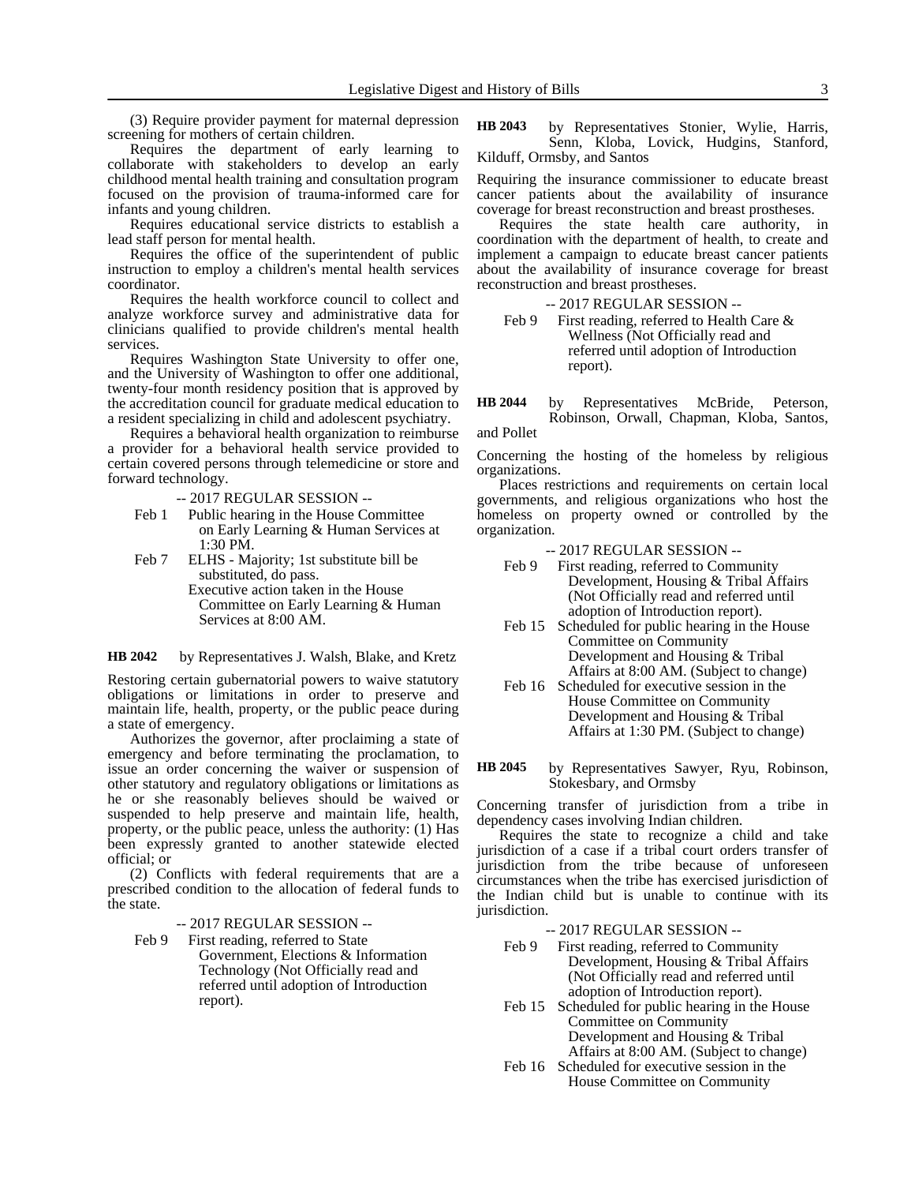(3) Require provider payment for maternal depression screening for mothers of certain children.

Requires the department of early learning to collaborate with stakeholders to develop an early childhood mental health training and consultation program focused on the provision of trauma-informed care for infants and young children.

Requires educational service districts to establish a lead staff person for mental health.

Requires the office of the superintendent of public instruction to employ a children's mental health services coordinator.

Requires the health workforce council to collect and analyze workforce survey and administrative data for clinicians qualified to provide children's mental health services.

Requires Washington State University to offer one, and the University of Washington to offer one additional, twenty-four month residency position that is approved by the accreditation council for graduate medical education to a resident specializing in child and adolescent psychiatry.

Requires a behavioral health organization to reimburse a provider for a behavioral health service provided to certain covered persons through telemedicine or store and forward technology.

-- 2017 REGULAR SESSION --

Feb 1 Public hearing in the House Committee on Early Learning & Human Services at 1:30 PM.

Feb 7 ELHS - Majority; 1st substitute bill be substituted, do pass.
Executive action taken in the House Committee on Early Learning & Human Services at 8:00 AM.

**HB 2042** by Representatives J. Walsh, Blake, and Kretz

Restoring certain gubernatorial powers to waive statutory obligations or limitations in order to preserve and maintain life, health, property, or the public peace during a state of emergency.

Authorizes the governor, after proclaiming a state of emergency and before terminating the proclamation, to issue an order concerning the waiver or suspension of other statutory and regulatory obligations or limitations as he or she reasonably believes should be waived or suspended to help preserve and maintain life, health, property, or the public peace, unless the authority: (1) Has been expressly granted to another statewide elected official; or

(2) Conflicts with federal requirements that are a prescribed condition to the allocation of federal funds to the state.

-- 2017 REGULAR SESSION --

Feb 9 First reading, referred to State Government, Elections & Information Technology (Not Officially read and referred until adoption of Introduction report).

**HB 2043** by Representatives Stonier, Wylie, Harris, Senn, Kloba, Lovick, Hudgins, Stanford, Kilduff, Ormsby, and Santos

Requiring the insurance commissioner to educate breast cancer patients about the availability of insurance coverage for breast reconstruction and breast prostheses.

Requires the state health care authority, in coordination with the department of health, to create and implement a campaign to educate breast cancer patients about the availability of insurance coverage for breast reconstruction and breast prostheses.

-- 2017 REGULAR SESSION --

Feb 9 First reading, referred to Health Care & Wellness (Not Officially read and referred until adoption of Introduction report).

**HB 2044** by Representatives McBride, Peterson, Robinson, Orwall, Chapman, Kloba, Santos, and Pollet

Concerning the hosting of the homeless by religious organizations.

Places restrictions and requirements on certain local governments, and religious organizations who host the homeless on property owned or controlled by the organization.

-- 2017 REGULAR SESSION --

Feb 9 First reading, referred to Community Development, Housing & Tribal Affairs (Not Officially read and referred until adoption of Introduction report).

Feb 15 Scheduled for public hearing in the House Committee on Community Development and Housing & Tribal Affairs at 8:00 AM. (Subject to change)

Feb 16 Scheduled for executive session in the House Committee on Community Development and Housing & Tribal Affairs at 1:30 PM. (Subject to change)

**HB 2045** by Representatives Sawyer, Ryu, Robinson, Stokesbary, and Ormsby

Concerning transfer of jurisdiction from a tribe in dependency cases involving Indian children.

Requires the state to recognize a child and take jurisdiction of a case if a tribal court orders transfer of jurisdiction from the tribe because of unforeseen circumstances when the tribe has exercised jurisdiction of the Indian child but is unable to continue with its jurisdiction.

-- 2017 REGULAR SESSION --

Feb 9 First reading, referred to Community Development, Housing & Tribal Affairs (Not Officially read and referred until adoption of Introduction report).

Feb 15 Scheduled for public hearing in the House Committee on Community Development and Housing & Tribal Affairs at 8:00 AM. (Subject to change)

Feb 16 Scheduled for executive session in the House Committee on Community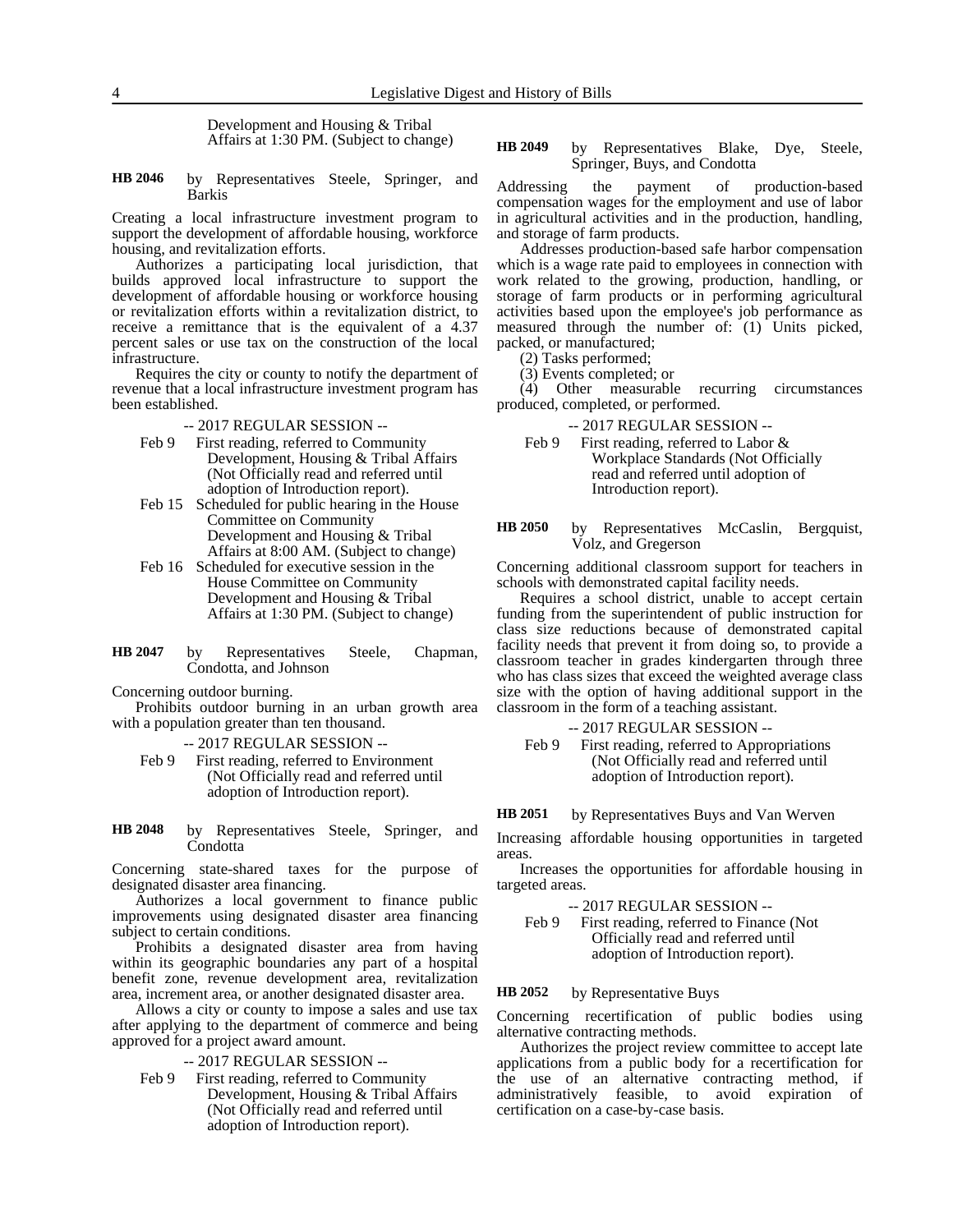Development and Housing & Tribal Affairs at 1:30 PM. (Subject to change)

**HB 2046** by Representatives Steele, Springer, and Barkis

Creating a local infrastructure investment program to support the development of affordable housing, workforce housing, and revitalization efforts.

Authorizes a participating local jurisdiction, that builds approved local infrastructure to support the development of affordable housing or workforce housing or revitalization efforts within a revitalization district, to receive a remittance that is the equivalent of a 4.37 percent sales or use tax on the construction of the local infrastructure.

Requires the city or county to notify the department of revenue that a local infrastructure investment program has been established.

-- 2017 REGULAR SESSION --

Feb 9 First reading, referred to Community Development, Housing & Tribal Affairs (Not Officially read and referred until adoption of Introduction report).

Feb 15 Scheduled for public hearing in the House Committee on Community Development and Housing & Tribal Affairs at 8:00 AM. (Subject to change)

Feb 16 Scheduled for executive session in the House Committee on Community Development and Housing & Tribal Affairs at 1:30 PM. (Subject to change)

**HB 2047** by Representatives Steele, Chapman, Condotta, and Johnson

Concerning outdoor burning.

Prohibits outdoor burning in an urban growth area with a population greater than ten thousand.

-- 2017 REGULAR SESSION --

Feb 9 First reading, referred to Environment (Not Officially read and referred until adoption of Introduction report).

**HB 2048** by Representatives Steele, Springer, and Condotta

Concerning state-shared taxes for the purpose of designated disaster area financing.

Authorizes a local government to finance public improvements using designated disaster area financing subject to certain conditions.

Prohibits a designated disaster area from having within its geographic boundaries any part of a hospital benefit zone, revenue development area, revitalization area, increment area, or another designated disaster area.

Allows a city or county to impose a sales and use tax after applying to the department of commerce and being approved for a project award amount.

-- 2017 REGULAR SESSION --

Feb 9 First reading, referred to Community Development, Housing & Tribal Affairs (Not Officially read and referred until adoption of Introduction report).

**HB 2049** by Representatives Blake, Dye, Steele, Springer, Buys, and Condotta

Addressing the payment of production-based compensation wages for the employment and use of labor in agricultural activities and in the production, handling, and storage of farm products.

Addresses production-based safe harbor compensation which is a wage rate paid to employees in connection with work related to the growing, production, handling, or storage of farm products or in performing agricultural activities based upon the employee's job performance as measured through the number of: (1) Units picked, packed, or manufactured;

(2) Tasks performed;

(3) Events completed; or

(4) Other measurable recurring circumstances produced, completed, or performed.

-- 2017 REGULAR SESSION --

Feb 9 First reading, referred to Labor & Workplace Standards (Not Officially read and referred until adoption of Introduction report).

**HB 2050** by Representatives McCaslin, Bergquist, Volz, and Gregerson

Concerning additional classroom support for teachers in schools with demonstrated capital facility needs.

Requires a school district, unable to accept certain funding from the superintendent of public instruction for class size reductions because of demonstrated capital facility needs that prevent it from doing so, to provide a classroom teacher in grades kindergarten through three who has class sizes that exceed the weighted average class size with the option of having additional support in the classroom in the form of a teaching assistant.

-- 2017 REGULAR SESSION --

Feb 9 First reading, referred to Appropriations (Not Officially read and referred until adoption of Introduction report).

**HB 2051** by Representatives Buys and Van Werven

Increasing affordable housing opportunities in targeted areas.

Increases the opportunities for affordable housing in targeted areas.

-- 2017 REGULAR SESSION --

Feb 9 First reading, referred to Finance (Not Officially read and referred until adoption of Introduction report).

**HB 2052** by Representative Buys

Concerning recertification of public bodies using alternative contracting methods.

Authorizes the project review committee to accept late applications from a public body for a recertification for the use of an alternative contracting method, if administratively feasible, to avoid expiration of certification on a case-by-case basis.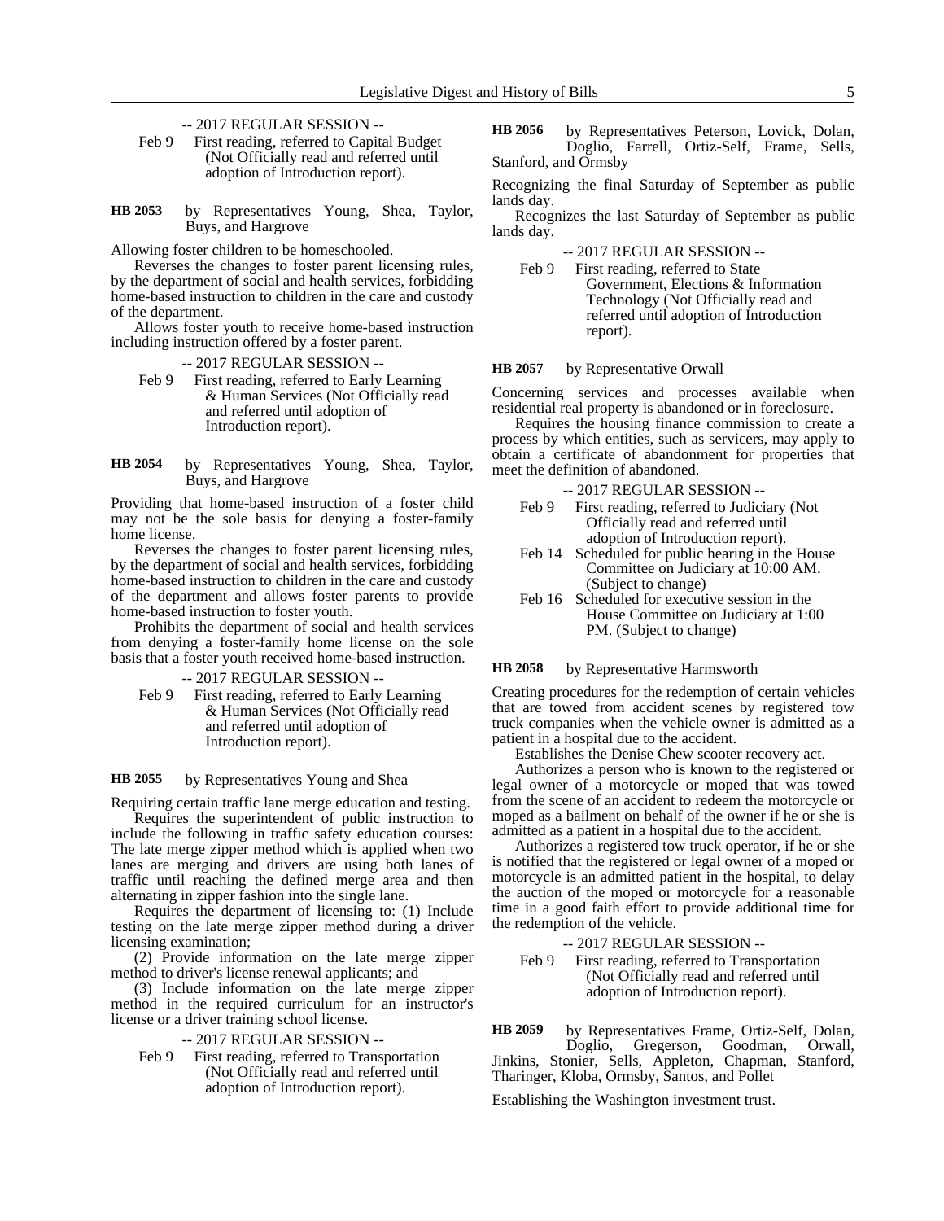-- 2017 REGULAR SESSION --

Feb 9 First reading, referred to Capital Budget (Not Officially read and referred until adoption of Introduction report).

**HB 2053** by Representatives Young, Shea, Taylor, Buys, and Hargrove

Allowing foster children to be homeschooled.

Reverses the changes to foster parent licensing rules, by the department of social and health services, forbidding home-based instruction to children in the care and custody of the department.

Allows foster youth to receive home-based instruction including instruction offered by a foster parent.

-- 2017 REGULAR SESSION --

Feb 9 First reading, referred to Early Learning & Human Services (Not Officially read and referred until adoption of Introduction report).

**HB 2054** by Representatives Young, Shea, Taylor, Buys, and Hargrove

Providing that home-based instruction of a foster child may not be the sole basis for denying a foster-family home license.

Reverses the changes to foster parent licensing rules, by the department of social and health services, forbidding home-based instruction to children in the care and custody of the department and allows foster parents to provide home-based instruction to foster youth.

Prohibits the department of social and health services from denying a foster-family home license on the sole basis that a foster youth received home-based instruction.

-- 2017 REGULAR SESSION --

Feb 9 First reading, referred to Early Learning & Human Services (Not Officially read and referred until adoption of Introduction report).

**HB 2055** by Representatives Young and Shea

Requiring certain traffic lane merge education and testing.

Requires the superintendent of public instruction to include the following in traffic safety education courses: The late merge zipper method which is applied when two lanes are merging and drivers are using both lanes of traffic until reaching the defined merge area and then alternating in zipper fashion into the single lane.

Requires the department of licensing to: (1) Include testing on the late merge zipper method during a driver licensing examination;

(2) Provide information on the late merge zipper method to driver's license renewal applicants; and

(3) Include information on the late merge zipper method in the required curriculum for an instructor's license or a driver training school license.

-- 2017 REGULAR SESSION --

Feb 9 First reading, referred to Transportation (Not Officially read and referred until adoption of Introduction report).

**HB 2056** by Representatives Peterson, Lovick, Dolan, Doglio, Farrell, Ortiz-Self, Frame, Sells, Stanford, and Ormsby

Recognizing the final Saturday of September as public lands day.

Recognizes the last Saturday of September as public lands day.

-- 2017 REGULAR SESSION --

Feb 9 First reading, referred to State Government, Elections & Information Technology (Not Officially read and referred until adoption of Introduction report).

**HB 2057** by Representative Orwall

Concerning services and processes available when residential real property is abandoned or in foreclosure.

Requires the housing finance commission to create a process by which entities, such as servicers, may apply to obtain a certificate of abandonment for properties that meet the definition of abandoned.

-- 2017 REGULAR SESSION --

Feb 9 First reading, referred to Judiciary (Not Officially read and referred until adoption of Introduction report).

Feb 14 Scheduled for public hearing in the House Committee on Judiciary at 10:00 AM. (Subject to change)

Feb 16 Scheduled for executive session in the House Committee on Judiciary at 1:00 PM. (Subject to change)

**HB 2058** by Representative Harmsworth

Creating procedures for the redemption of certain vehicles that are towed from accident scenes by registered tow truck companies when the vehicle owner is admitted as a patient in a hospital due to the accident.

Establishes the Denise Chew scooter recovery act.

Authorizes a person who is known to the registered or legal owner of a motorcycle or moped that was towed from the scene of an accident to redeem the motorcycle or moped as a bailment on behalf of the owner if he or she is admitted as a patient in a hospital due to the accident.

Authorizes a registered tow truck operator, if he or she is notified that the registered or legal owner of a moped or motorcycle is an admitted patient in the hospital, to delay the auction of the moped or motorcycle for a reasonable time in a good faith effort to provide additional time for the redemption of the vehicle.

-- 2017 REGULAR SESSION --

Feb 9 First reading, referred to Transportation (Not Officially read and referred until adoption of Introduction report).

**HB 2059** by Representatives Frame, Ortiz-Self, Dolan, Doglio, Gregerson, Goodman, Orwall, Jinkins, Stonier, Sells, Appleton, Chapman, Stanford, Tharinger, Kloba, Ormsby, Santos, and Pollet

Establishing the Washington investment trust.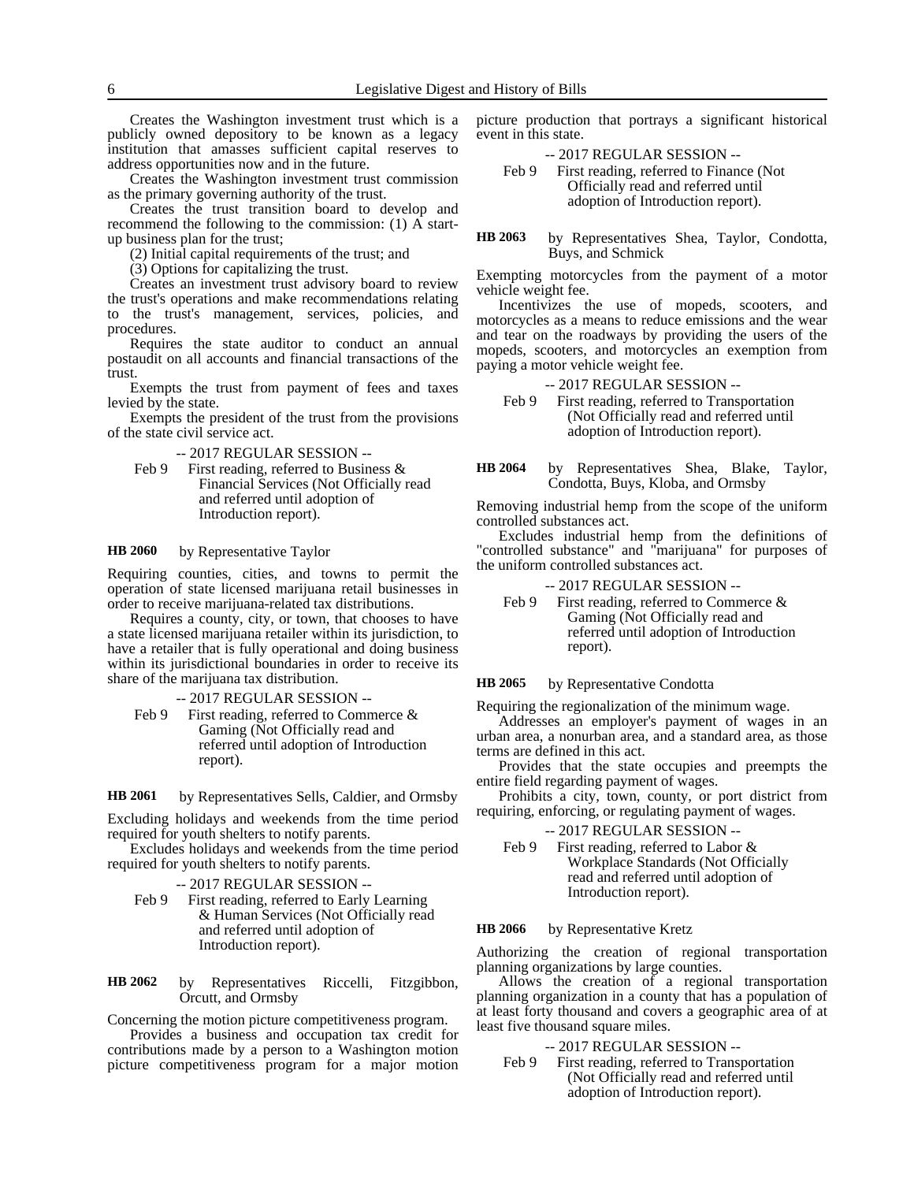Creates the Washington investment trust which is a publicly owned depository to be known as a legacy institution that amasses sufficient capital reserves to address opportunities now and in the future.

Creates the Washington investment trust commission as the primary governing authority of the trust.

Creates the trust transition board to develop and recommend the following to the commission: (1) A start-up business plan for the trust;

(2) Initial capital requirements of the trust; and

(3) Options for capitalizing the trust.

Creates an investment trust advisory board to review the trust's operations and make recommendations relating to the trust's management, services, policies, and procedures.

Requires the state auditor to conduct an annual postaudit on all accounts and financial transactions of the trust.

Exempts the trust from payment of fees and taxes levied by the state.

Exempts the president of the trust from the provisions of the state civil service act.

-- 2017 REGULAR SESSION --

Feb 9 First reading, referred to Business & Financial Services (Not Officially read and referred until adoption of Introduction report).

**HB 2060** by Representative Taylor

Requiring counties, cities, and towns to permit the operation of state licensed marijuana retail businesses in order to receive marijuana-related tax distributions.

Requires a county, city, or town, that chooses to have a state licensed marijuana retailer within its jurisdiction, to have a retailer that is fully operational and doing business within its jurisdictional boundaries in order to receive its share of the marijuana tax distribution.

-- 2017 REGULAR SESSION --

Feb 9 First reading, referred to Commerce & Gaming (Not Officially read and referred until adoption of Introduction report).

**HB 2061** by Representatives Sells, Caldier, and Ormsby

Excluding holidays and weekends from the time period required for youth shelters to notify parents.

Excludes holidays and weekends from the time period required for youth shelters to notify parents.

-- 2017 REGULAR SESSION --

Feb 9 First reading, referred to Early Learning & Human Services (Not Officially read and referred until adoption of Introduction report).

**HB 2062** by Representatives Riccelli, Fitzgibbon, Orcutt, and Ormsby

Concerning the motion picture competitiveness program.

Provides a business and occupation tax credit for contributions made by a person to a Washington motion picture competitiveness program for a major motion picture production that portrays a significant historical event in this state.

-- 2017 REGULAR SESSION --

Feb 9 First reading, referred to Finance (Not Officially read and referred until adoption of Introduction report).

**HB 2063** by Representatives Shea, Taylor, Condotta, Buys, and Schmick

Exempting motorcycles from the payment of a motor vehicle weight fee.

Incentivizes the use of mopeds, scooters, and motorcycles as a means to reduce emissions and the wear and tear on the roadways by providing the users of the mopeds, scooters, and motorcycles an exemption from paying a motor vehicle weight fee.

-- 2017 REGULAR SESSION --

Feb 9 First reading, referred to Transportation (Not Officially read and referred until adoption of Introduction report).

**HB 2064** by Representatives Shea, Blake, Taylor, Condotta, Buys, Kloba, and Ormsby

Removing industrial hemp from the scope of the uniform controlled substances act.

Excludes industrial hemp from the definitions of "controlled substance" and "marijuana" for purposes of the uniform controlled substances act.

-- 2017 REGULAR SESSION --

Feb 9 First reading, referred to Commerce & Gaming (Not Officially read and referred until adoption of Introduction report).

**HB 2065** by Representative Condotta

Requiring the regionalization of the minimum wage.

Addresses an employer's payment of wages in an urban area, a nonurban area, and a standard area, as those terms are defined in this act.

Provides that the state occupies and preempts the entire field regarding payment of wages.

Prohibits a city, town, county, or port district from requiring, enforcing, or regulating payment of wages.

-- 2017 REGULAR SESSION --

Feb 9 First reading, referred to Labor & Workplace Standards (Not Officially read and referred until adoption of Introduction report).

**HB 2066** by Representative Kretz

Authorizing the creation of regional transportation planning organizations by large counties.

Allows the creation of a regional transportation planning organization in a county that has a population of at least forty thousand and covers a geographic area of at least five thousand square miles.

-- 2017 REGULAR SESSION --

Feb 9 First reading, referred to Transportation (Not Officially read and referred until adoption of Introduction report).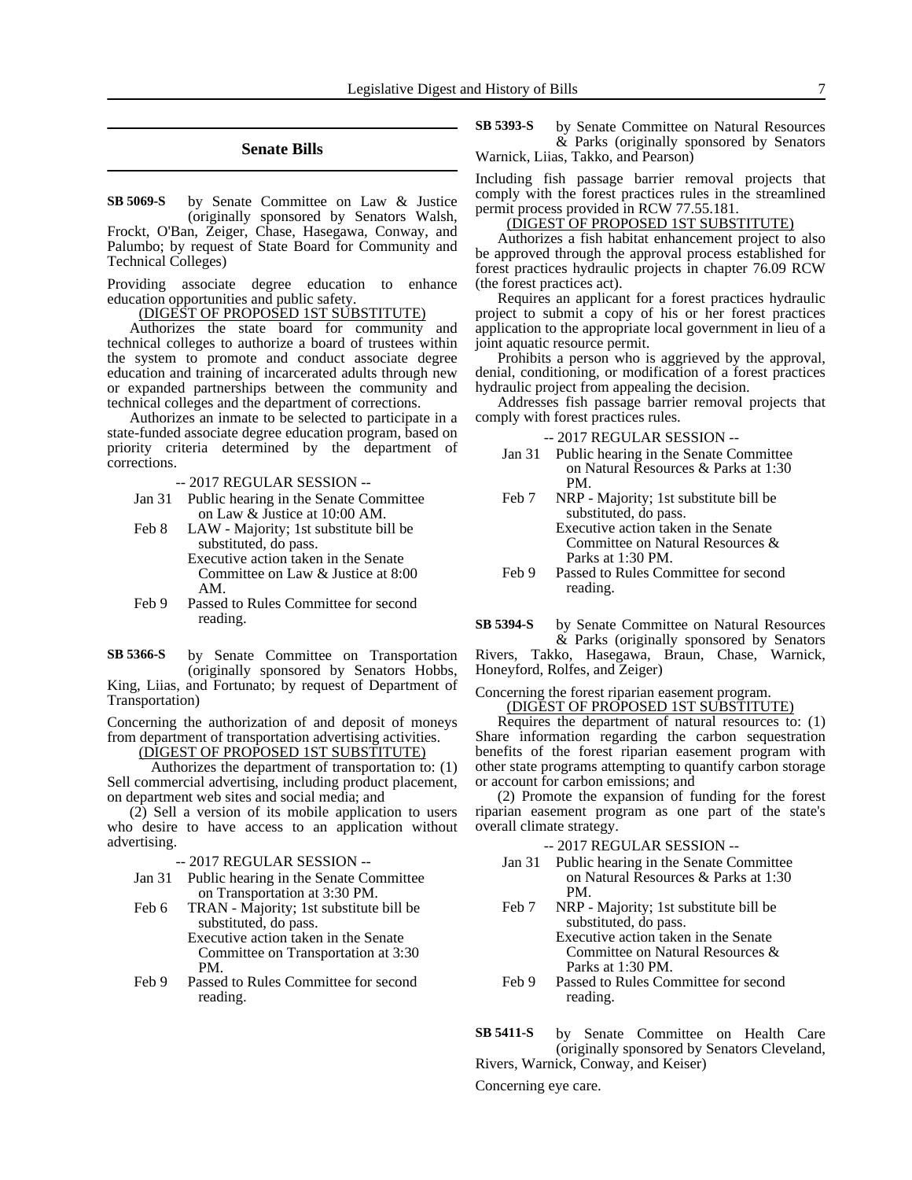## Senate Bills

**SB 5069-S** by Senate Committee on Law & Justice (originally sponsored by Senators Walsh, Frockt, O'Ban, Zeiger, Chase, Hasegawa, Conway, and Palumbo; by request of State Board for Community and Technical Colleges)

Providing associate degree education to enhance education opportunities and public safety.

(DIGEST OF PROPOSED 1ST SUBSTITUTE)

Authorizes the state board for community and technical colleges to authorize a board of trustees within the system to promote and conduct associate degree education and training of incarcerated adults through new or expanded partnerships between the community and technical colleges and the department of corrections.

Authorizes an inmate to be selected to participate in a state-funded associate degree education program, based on priority criteria determined by the department of corrections.

-- 2017 REGULAR SESSION --

Jan 31 Public hearing in the Senate Committee on Law & Justice at 10:00 AM.

Feb 8 LAW - Majority; 1st substitute bill be substituted, do pass.
Executive action taken in the Senate Committee on Law & Justice at 8:00 AM.

Feb 9 Passed to Rules Committee for second reading.

**SB 5366-S** by Senate Committee on Transportation (originally sponsored by Senators Hobbs, King, Liias, and Fortunato; by request of Department of Transportation)

Concerning the authorization of and deposit of moneys from department of transportation advertising activities.

(DIGEST OF PROPOSED 1ST SUBSTITUTE)

Authorizes the department of transportation to: (1) Sell commercial advertising, including product placement, on department web sites and social media; and

(2) Sell a version of its mobile application to users who desire to have access to an application without advertising.

-- 2017 REGULAR SESSION --

Jan 31 Public hearing in the Senate Committee on Transportation at 3:30 PM.

Feb 6 TRAN - Majority; 1st substitute bill be substituted, do pass.
Executive action taken in the Senate Committee on Transportation at 3:30 PM.

Feb 9 Passed to Rules Committee for second reading.

**SB 5393-S** by Senate Committee on Natural Resources & Parks (originally sponsored by Senators Warnick, Liias, Takko, and Pearson)

Including fish passage barrier removal projects that comply with the forest practices rules in the streamlined permit process provided in RCW 77.55.181.

(DIGEST OF PROPOSED 1ST SUBSTITUTE)

Authorizes a fish habitat enhancement project to also be approved through the approval process established for forest practices hydraulic projects in chapter 76.09 RCW (the forest practices act).

Requires an applicant for a forest practices hydraulic project to submit a copy of his or her forest practices application to the appropriate local government in lieu of a joint aquatic resource permit.

Prohibits a person who is aggrieved by the approval, denial, conditioning, or modification of a forest practices hydraulic project from appealing the decision.

Addresses fish passage barrier removal projects that comply with forest practices rules.

-- 2017 REGULAR SESSION --

Jan 31 Public hearing in the Senate Committee on Natural Resources & Parks at 1:30 PM.

Feb 7 NRP - Majority; 1st substitute bill be substituted, do pass.
Executive action taken in the Senate Committee on Natural Resources & Parks at 1:30 PM.

Feb 9 Passed to Rules Committee for second reading.

**SB 5394-S** by Senate Committee on Natural Resources & Parks (originally sponsored by Senators Rivers, Takko, Hasegawa, Braun, Chase, Warnick, Honeyford, Rolfes, and Zeiger)

Concerning the forest riparian easement program.

(DIGEST OF PROPOSED 1ST SUBSTITUTE)

Requires the department of natural resources to: (1) Share information regarding the carbon sequestration benefits of the forest riparian easement program with other state programs attempting to quantify carbon storage or account for carbon emissions; and

(2) Promote the expansion of funding for the forest riparian easement program as one part of the state's overall climate strategy.

-- 2017 REGULAR SESSION --

Jan 31 Public hearing in the Senate Committee on Natural Resources & Parks at 1:30 PM.

Feb 7 NRP - Majority; 1st substitute bill be substituted, do pass.
Executive action taken in the Senate Committee on Natural Resources & Parks at 1:30 PM.

Feb 9 Passed to Rules Committee for second reading.

**SB 5411-S** by Senate Committee on Health Care (originally sponsored by Senators Cleveland, Rivers, Warnick, Conway, and Keiser)

Concerning eye care.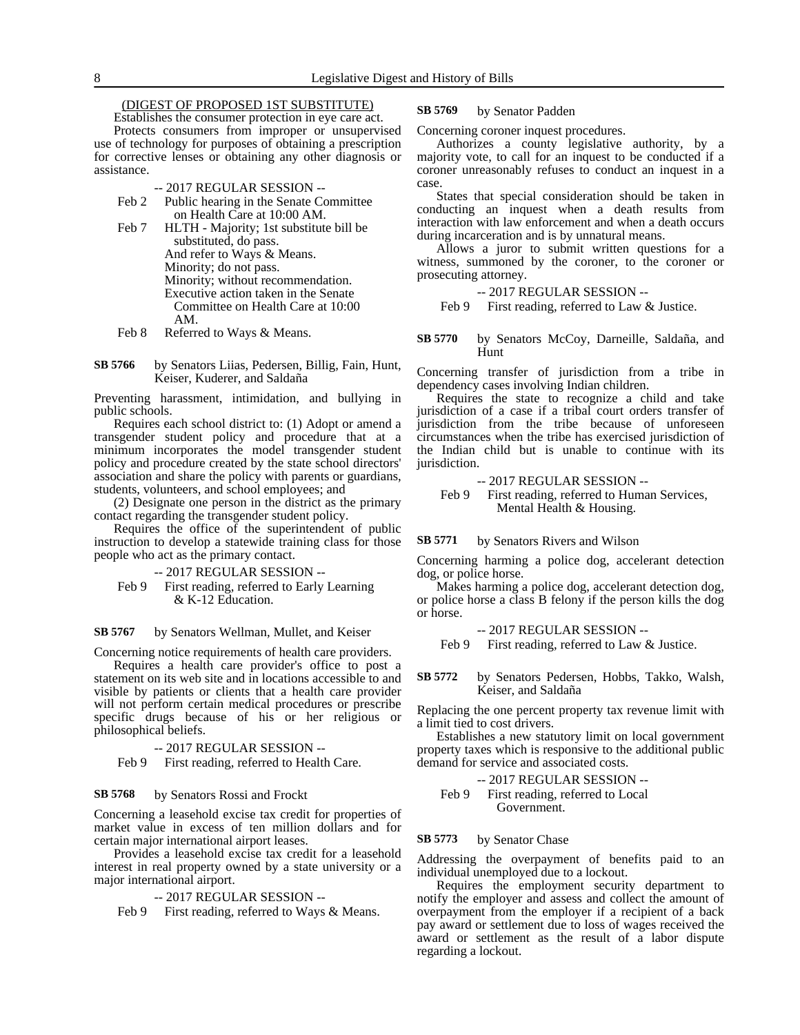(DIGEST OF PROPOSED 1ST SUBSTITUTE)

Establishes the consumer protection in eye care act.

Protects consumers from improper or unsupervised use of technology for purposes of obtaining a prescription for corrective lenses or obtaining any other diagnosis or assistance.

-- 2017 REGULAR SESSION --

Feb 2 Public hearing in the Senate Committee on Health Care at 10:00 AM.

Feb 7 HLTH - Majority; 1st substitute bill be substituted, do pass.
And refer to Ways & Means.
Minority; do not pass.
Minority; without recommendation.
Executive action taken in the Senate Committee on Health Care at 10:00 AM.

Feb 8 Referred to Ways & Means.

**SB 5766** by Senators Liias, Pedersen, Billig, Fain, Hunt, Keiser, Kuderer, and Saldaña

Preventing harassment, intimidation, and bullying in public schools.

Requires each school district to: (1) Adopt or amend a transgender student policy and procedure that at a minimum incorporates the model transgender student policy and procedure created by the state school directors' association and share the policy with parents or guardians, students, volunteers, and school employees; and

(2) Designate one person in the district as the primary contact regarding the transgender student policy.

Requires the office of the superintendent of public instruction to develop a statewide training class for those people who act as the primary contact.

-- 2017 REGULAR SESSION --

Feb 9 First reading, referred to Early Learning & K-12 Education.

**SB 5767** by Senators Wellman, Mullet, and Keiser

Concerning notice requirements of health care providers.

Requires a health care provider's office to post a statement on its web site and in locations accessible to and visible by patients or clients that a health care provider will not perform certain medical procedures or prescribe specific drugs because of his or her religious or philosophical beliefs.

-- 2017 REGULAR SESSION --

Feb 9 First reading, referred to Health Care.

**SB 5768** by Senators Rossi and Frockt

Concerning a leasehold excise tax credit for properties of market value in excess of ten million dollars and for certain major international airport leases.

Provides a leasehold excise tax credit for a leasehold interest in real property owned by a state university or a major international airport.

-- 2017 REGULAR SESSION --

Feb 9 First reading, referred to Ways & Means.

**SB 5769** by Senator Padden

Concerning coroner inquest procedures.

Authorizes a county legislative authority, by a majority vote, to call for an inquest to be conducted if a coroner unreasonably refuses to conduct an inquest in a case.

States that special consideration should be taken in conducting an inquest when a death results from interaction with law enforcement and when a death occurs during incarceration and is by unnatural means.

Allows a juror to submit written questions for a witness, summoned by the coroner, to the coroner or prosecuting attorney.

-- 2017 REGULAR SESSION --

Feb 9 First reading, referred to Law & Justice.

**SB 5770** by Senators McCoy, Darneille, Saldaña, and Hunt

Concerning transfer of jurisdiction from a tribe in dependency cases involving Indian children.

Requires the state to recognize a child and take jurisdiction of a case if a tribal court orders transfer of jurisdiction from the tribe because of unforeseen circumstances when the tribe has exercised jurisdiction of the Indian child but is unable to continue with its jurisdiction.

-- 2017 REGULAR SESSION --

Feb 9 First reading, referred to Human Services, Mental Health & Housing.

**SB 5771** by Senators Rivers and Wilson

Concerning harming a police dog, accelerant detection dog, or police horse.

Makes harming a police dog, accelerant detection dog, or police horse a class B felony if the person kills the dog or horse.

-- 2017 REGULAR SESSION --

Feb 9 First reading, referred to Law & Justice.

**SB 5772** by Senators Pedersen, Hobbs, Takko, Walsh, Keiser, and Saldaña

Replacing the one percent property tax revenue limit with a limit tied to cost drivers.

Establishes a new statutory limit on local government property taxes which is responsive to the additional public demand for service and associated costs.

-- 2017 REGULAR SESSION --

Feb 9 First reading, referred to Local Government.

**SB 5773** by Senator Chase

Addressing the overpayment of benefits paid to an individual unemployed due to a lockout.

Requires the employment security department to notify the employer and assess and collect the amount of overpayment from the employer if a recipient of a back pay award or settlement due to loss of wages received the award or settlement as the result of a labor dispute regarding a lockout.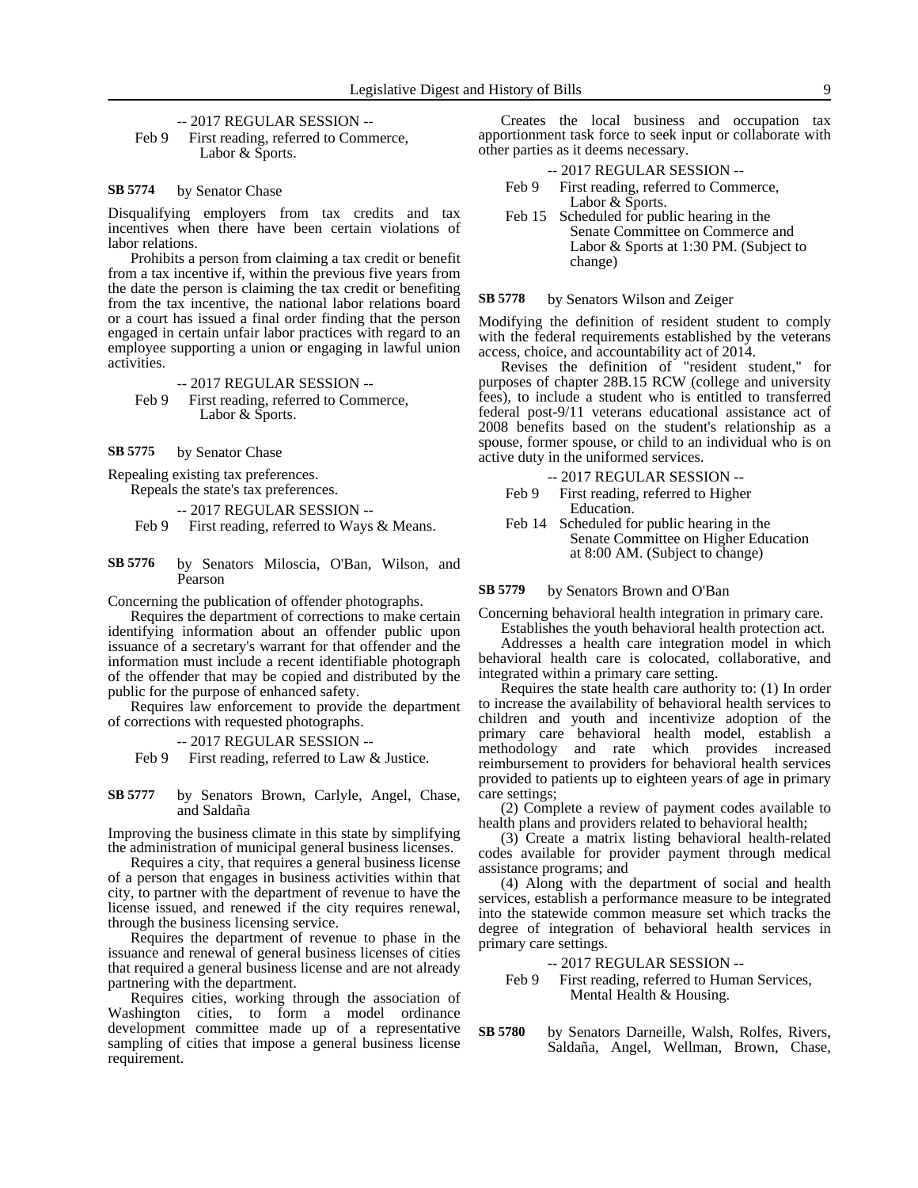-- 2017 REGULAR SESSION --

Feb 9 First reading, referred to Commerce, Labor & Sports.

**SB 5774** by Senator Chase

Disqualifying employers from tax credits and tax incentives when there have been certain violations of labor relations.

Prohibits a person from claiming a tax credit or benefit from a tax incentive if, within the previous five years from the date the person is claiming the tax credit or benefiting from the tax incentive, the national labor relations board or a court has issued a final order finding that the person engaged in certain unfair labor practices with regard to an employee supporting a union or engaging in lawful union activities.

-- 2017 REGULAR SESSION --

Feb 9 First reading, referred to Commerce, Labor & Sports.

**SB 5775** by Senator Chase

Repealing existing tax preferences.

Repeals the state's tax preferences.

-- 2017 REGULAR SESSION --

Feb 9 First reading, referred to Ways & Means.

**SB 5776** by Senators Miloscia, O'Ban, Wilson, and Pearson

Concerning the publication of offender photographs.

Requires the department of corrections to make certain identifying information about an offender public upon issuance of a secretary's warrant for that offender and the information must include a recent identifiable photograph of the offender that may be copied and distributed by the public for the purpose of enhanced safety.

Requires law enforcement to provide the department of corrections with requested photographs.

-- 2017 REGULAR SESSION --

Feb 9 First reading, referred to Law & Justice.

**SB 5777** by Senators Brown, Carlyle, Angel, Chase, and Saldaña

Improving the business climate in this state by simplifying the administration of municipal general business licenses.

Requires a city, that requires a general business license of a person that engages in business activities within that city, to partner with the department of revenue to have the license issued, and renewed if the city requires renewal, through the business licensing service.

Requires the department of revenue to phase in the issuance and renewal of general business licenses of cities that required a general business license and are not already partnering with the department.

Requires cities, working through the association of Washington cities, to form a model ordinance development committee made up of a representative sampling of cities that impose a general business license requirement.

Creates the local business and occupation tax apportionment task force to seek input or collaborate with other parties as it deems necessary.

-- 2017 REGULAR SESSION --

Feb 9 First reading, referred to Commerce, Labor & Sports.

Feb 15 Scheduled for public hearing in the Senate Committee on Commerce and Labor & Sports at 1:30 PM. (Subject to change)

**SB 5778** by Senators Wilson and Zeiger

Modifying the definition of resident student to comply with the federal requirements established by the veterans access, choice, and accountability act of 2014.

Revises the definition of "resident student," for purposes of chapter 28B.15 RCW (college and university fees), to include a student who is entitled to transferred federal post-9/11 veterans educational assistance act of 2008 benefits based on the student's relationship as a spouse, former spouse, or child to an individual who is on active duty in the uniformed services.

-- 2017 REGULAR SESSION --

Feb 9 First reading, referred to Higher Education.

Feb 14 Scheduled for public hearing in the Senate Committee on Higher Education at 8:00 AM. (Subject to change)

**SB 5779** by Senators Brown and O'Ban

Concerning behavioral health integration in primary care.

Establishes the youth behavioral health protection act.

Addresses a health care integration model in which behavioral health care is colocated, collaborative, and integrated within a primary care setting.

Requires the state health care authority to: (1) In order to increase the availability of behavioral health services to children and youth and incentivize adoption of the primary care behavioral health model, establish a methodology and rate which provides increased reimbursement to providers for behavioral health services provided to patients up to eighteen years of age in primary care settings;

(2) Complete a review of payment codes available to health plans and providers related to behavioral health;

(3) Create a matrix listing behavioral health-related codes available for provider payment through medical assistance programs; and

(4) Along with the department of social and health services, establish a performance measure to be integrated into the statewide common measure set which tracks the degree of integration of behavioral health services in primary care settings.

-- 2017 REGULAR SESSION --

Feb 9 First reading, referred to Human Services, Mental Health & Housing.

**SB 5780** by Senators Darneille, Walsh, Rolfes, Rivers, Saldaña, Angel, Wellman, Brown, Chase,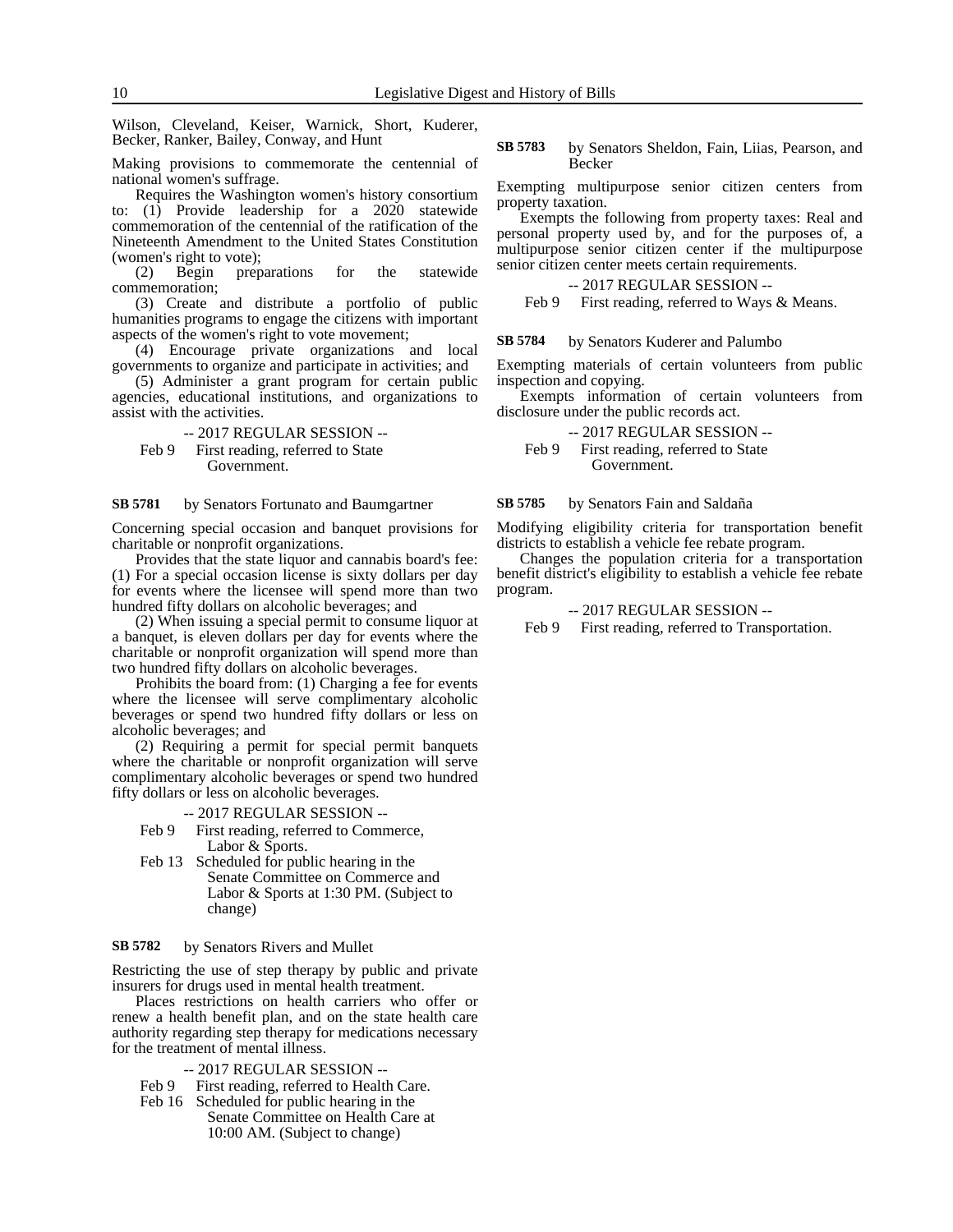Wilson, Cleveland, Keiser, Warnick, Short, Kuderer, Becker, Ranker, Bailey, Conway, and Hunt

Making provisions to commemorate the centennial of national women's suffrage.

Requires the Washington women's history consortium to: (1) Provide leadership for a 2020 statewide commemoration of the centennial of the ratification of the Nineteenth Amendment to the United States Constitution (women's right to vote);

(2) Begin preparations for the statewide commemoration;

(3) Create and distribute a portfolio of public humanities programs to engage the citizens with important aspects of the women's right to vote movement;

(4) Encourage private organizations and local governments to organize and participate in activities; and

(5) Administer a grant program for certain public agencies, educational institutions, and organizations to assist with the activities.

-- 2017 REGULAR SESSION --

Feb 9 First reading, referred to State Government.

**SB 5781** by Senators Fortunato and Baumgartner

Concerning special occasion and banquet provisions for charitable or nonprofit organizations.

Provides that the state liquor and cannabis board's fee: (1) For a special occasion license is sixty dollars per day for events where the licensee will spend more than two hundred fifty dollars on alcoholic beverages; and

(2) When issuing a special permit to consume liquor at a banquet, is eleven dollars per day for events where the charitable or nonprofit organization will spend more than two hundred fifty dollars on alcoholic beverages.

Prohibits the board from: (1) Charging a fee for events where the licensee will serve complimentary alcoholic beverages or spend two hundred fifty dollars or less on alcoholic beverages; and

(2) Requiring a permit for special permit banquets where the charitable or nonprofit organization will serve complimentary alcoholic beverages or spend two hundred fifty dollars or less on alcoholic beverages.

-- 2017 REGULAR SESSION --

Feb 9 First reading, referred to Commerce, Labor & Sports.

Feb 13 Scheduled for public hearing in the Senate Committee on Commerce and Labor & Sports at 1:30 PM. (Subject to change)

**SB 5782** by Senators Rivers and Mullet

Restricting the use of step therapy by public and private insurers for drugs used in mental health treatment.

Places restrictions on health carriers who offer or renew a health benefit plan, and on the state health care authority regarding step therapy for medications necessary for the treatment of mental illness.

-- 2017 REGULAR SESSION --

Feb 9 First reading, referred to Health Care.

Feb 16 Scheduled for public hearing in the Senate Committee on Health Care at 10:00 AM. (Subject to change)

**SB 5783** by Senators Sheldon, Fain, Liias, Pearson, and Becker

Exempting multipurpose senior citizen centers from property taxation.

Exempts the following from property taxes: Real and personal property used by, and for the purposes of, a multipurpose senior citizen center if the multipurpose senior citizen center meets certain requirements.

-- 2017 REGULAR SESSION --

Feb 9 First reading, referred to Ways & Means.

**SB 5784** by Senators Kuderer and Palumbo

Exempting materials of certain volunteers from public inspection and copying.

Exempts information of certain volunteers from disclosure under the public records act.

-- 2017 REGULAR SESSION --

Feb 9 First reading, referred to State Government.

**SB 5785** by Senators Fain and Saldaña

Modifying eligibility criteria for transportation benefit districts to establish a vehicle fee rebate program.

Changes the population criteria for a transportation benefit district's eligibility to establish a vehicle fee rebate program.

-- 2017 REGULAR SESSION --

Feb 9 First reading, referred to Transportation.